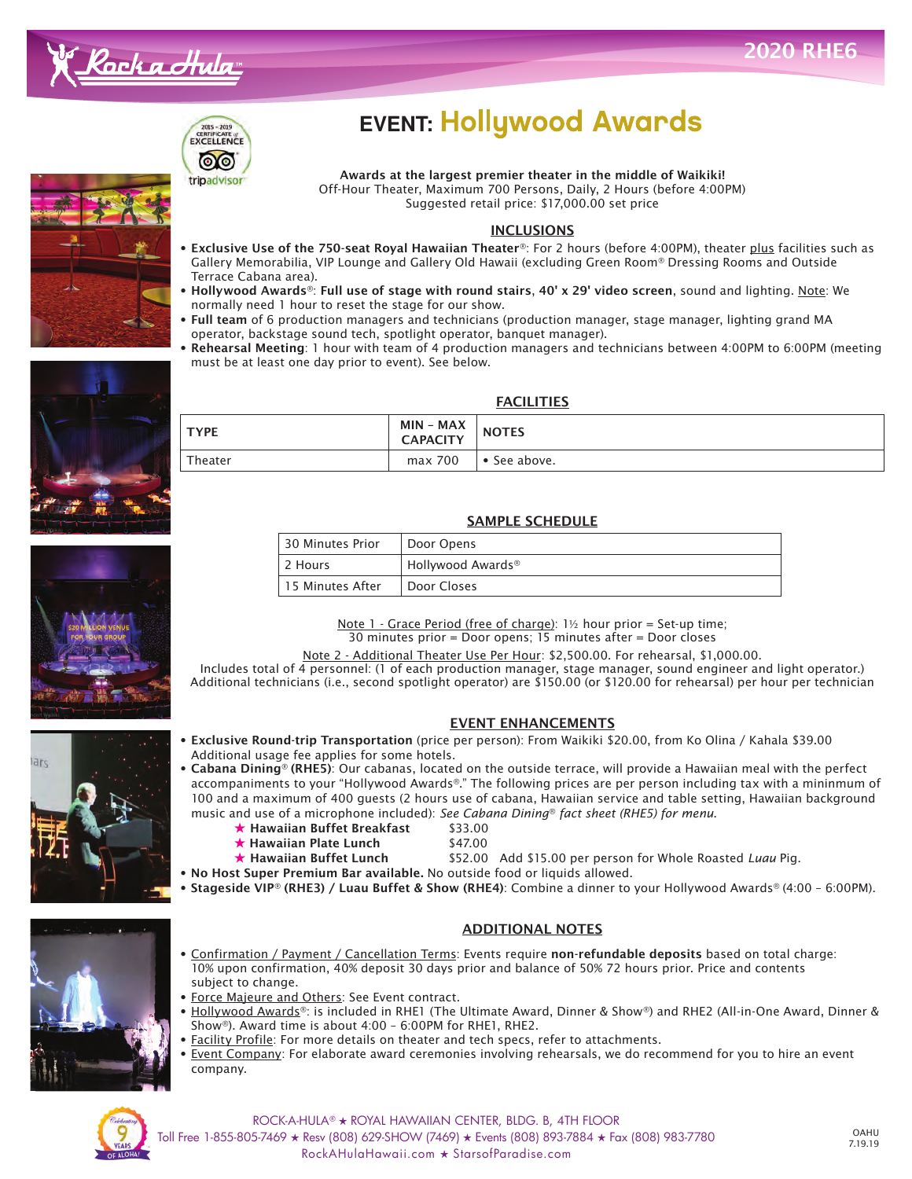2020 RHE6

# EVENT: Hollywood Awards

**Awards at the largest premier theater in the middle of Waikiki!**
Off-Hour Theater, Maximum 700 Persons, Daily, 2 Hours (before 4:00PM)
Suggested retail price: $17,000.00 set price

## INCLUSIONS

- **Exclusive Use of the 750-seat Royal Hawaiian Theater**®: For 2 hours (before 4:00PM), theater plus facilities such as Gallery Memorabilia, VIP Lounge and Gallery Old Hawaii (excluding Green Room® Dressing Rooms and Outside Terrace Cabana area).
- **Hollywood Awards**®: **Full use of stage with round stairs**, **40' x 29' video screen**, sound and lighting. Note: We normally need 1 hour to reset the stage for our show.
- **Full team** of 6 production managers and technicians (production manager, stage manager, lighting grand MA operator, backstage sound tech, spotlight operator, banquet manager).
- **Rehearsal Meeting**: 1 hour with team of 4 production managers and technicians between 4:00PM to 6:00PM (meeting must be at least one day prior to event). See below.

## FACILITIES

| TYPE | MIN – MAX CAPACITY | NOTES |
|---|---|---|
| Theater | max 700 | • See above. |

## SAMPLE SCHEDULE

| | |
|---|---|
| 30 Minutes Prior | Door Opens |
| 2 Hours | Hollywood Awards® |
| 15 Minutes After | Door Closes |

Note 1 - Grace Period (free of charge): 1½ hour prior = Set-up time; 30 minutes prior = Door opens; 15 minutes after = Door closes

Note 2 - Additional Theater Use Per Hour: $2,500.00. For rehearsal, $1,000.00.
Includes total of 4 personnel: (1 of each production manager, stage manager, sound engineer and light operator.)
Additional technicians (i.e., second spotlight operator) are $150.00 (or $120.00 for rehearsal) per hour per technician

## EVENT ENHANCEMENTS

- **Exclusive Round-trip Transportation** (price per person): From Waikiki $20.00, from Ko Olina / Kahala $39.00 Additional usage fee applies for some hotels.
- **Cabana Dining**® **(RHE5)**: Our cabanas, located on the outside terrace, will provide a Hawaiian meal with the perfect accompaniments to your "Hollywood Awards®." The following prices are per person including tax with a mininmum of 100 and a maximum of 400 guests (2 hours use of cabana, Hawaiian service and table setting, Hawaiian background music and use of a microphone included): *See Cabana Dining® fact sheet (RHE5) for menu.*
  - ★ **Hawaiian Buffet Breakfast** $33.00
  - ★ **Hawaiian Plate Lunch** $47.00
  - ★ **Hawaiian Buffet Lunch** $52.00 Add $15.00 per person for Whole Roasted *Luau* Pig.
- **No Host Super Premium Bar available.** No outside food or liquids allowed.
- **Stageside VIP**® **(RHE3) / Luau Buffet & Show (RHE4)**: Combine a dinner to your Hollywood Awards® (4:00 – 6:00PM).

## ADDITIONAL NOTES

- Confirmation / Payment / Cancellation Terms: Events require **non-refundable deposits** based on total charge: 10% upon confirmation, 40% deposit 30 days prior and balance of 50% 72 hours prior. Price and contents subject to change.
- Force Majeure and Others: See Event contract.
- Hollywood Awards®: is included in RHE1 (The Ultimate Award, Dinner & Show®) and RHE2 (All-in-One Award, Dinner & Show®). Award time is about 4:00 – 6:00PM for RHE1, RHE2.
- Facility Profile: For more details on theater and tech specs, refer to attachments.
- Event Company: For elaborate award ceremonies involving rehearsals, we do recommend for you to hire an event company.

ROCK-A-HULA® ★ ROYAL HAWAIIAN CENTER, BLDG. B, 4TH FLOOR
Toll Free 1-855-805-7469 ★ Resv (808) 629-SHOW (7469) ★ Events (808) 893-7884 ★ Fax (808) 983-7780
RockAHulaHawaii.com ★ StarsofParadise.com

OAHU 7.19.19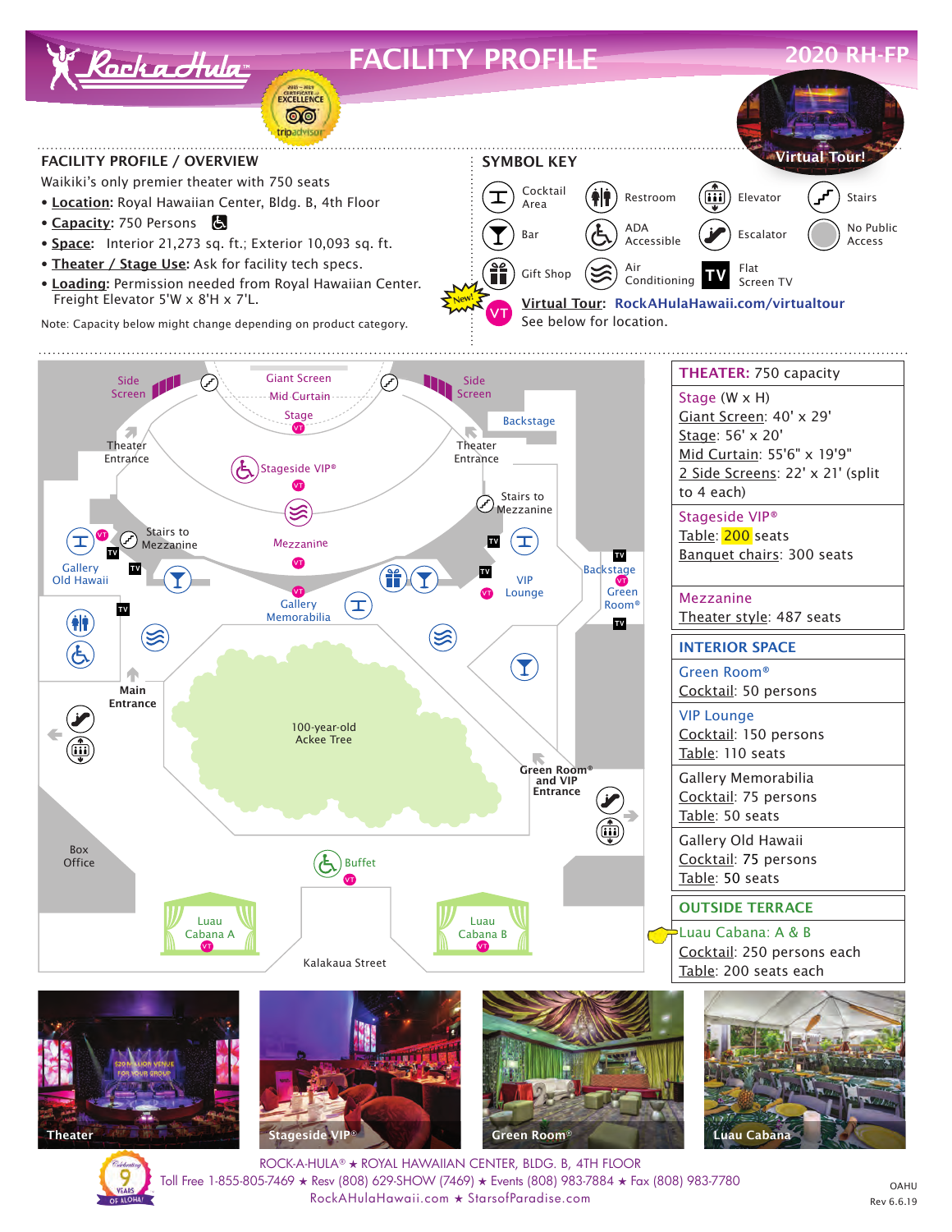# FACILITY PROFILE

2020 RH-FP

Virtual Tour!

## FACILITY PROFILE / OVERVIEW

Waikiki's only premier theater with 750 seats

- **Location**: Royal Hawaiian Center, Bldg. B, 4th Floor
- **Capacity**: 750 Persons
- **Space**: Interior 21,273 sq. ft.; Exterior 10,093 sq. ft.
- **Theater / Stage Use**: Ask for facility tech specs.
- **Loading**: Permission needed from Royal Hawaiian Center. Freight Elevator 5'W x 8'H x 7'L.

Note: Capacity below might change depending on product category.

## SYMBOL KEY

Cocktail Area · Restroom · Elevator · Stairs · Bar · ADA Accessible · Escalator · No Public Access · Gift Shop · Air Conditioning · Flat Screen TV

New! VT **Virtual Tour**: RockAHulaHawaii.com/virtualtour
See below for location.

Side Screen · Giant Screen · Mid Curtain · Stage · Side Screen · Backstage · Theater Entrance · Theater Entrance · Stageside VIP® · Stairs to Mezzanine · Stairs to Mezzanine · Mezzanine · Gallery Old Hawaii · VIP Lounge · Backstage · Green Room® · Gallery Memorabilia · Main Entrance · 100-year-old Ackee Tree · Green Room® and VIP Entrance · Box Office · Buffet · Luau Cabana A · Luau Cabana B · Kalakaua Street

| THEATER: 750 capacity |
|---|
| **Stage** (W x H) |
| Giant Screen: 40' x 29' |
| Stage: 56' x 20' |
| Mid Curtain: 55'6" x 19'9" |
| 2 Side Screens: 22' x 21' (split to 4 each) |
| **Stageside VIP®** |
| Table: 200 seats |
| Banquet chairs: 300 seats |
| **Mezzanine** |
| Theater style: 487 seats |
| **INTERIOR SPACE** |
| **Green Room®** |
| Cocktail: 50 persons |
| **VIP Lounge** |
| Cocktail: 150 persons |
| Table: 110 seats |
| **Gallery Memorabilia** |
| Cocktail: 75 persons |
| Table: 50 seats |
| **Gallery Old Hawaii** |
| Cocktail: 75 persons |
| Table: 50 seats |
| **OUTSIDE TERRACE** |
| **Luau Cabana: A & B** |
| Cocktail: 250 persons each |
| Table: 200 seats each |

Theater · Stageside VIP® · Green Room® · Luau Cabana

ROCK-A-HULA® ★ ROYAL HAWAIIAN CENTER, BLDG. B, 4TH FLOOR
Toll Free 1-855-805-7469 ★ Resv (808) 629-SHOW (7469) ★ Events (808) 983-7884 ★ Fax (808) 983-7780
RockAHulaHawaii.com ★ StarsofParadise.com

OAHU
Rev 6.6.19